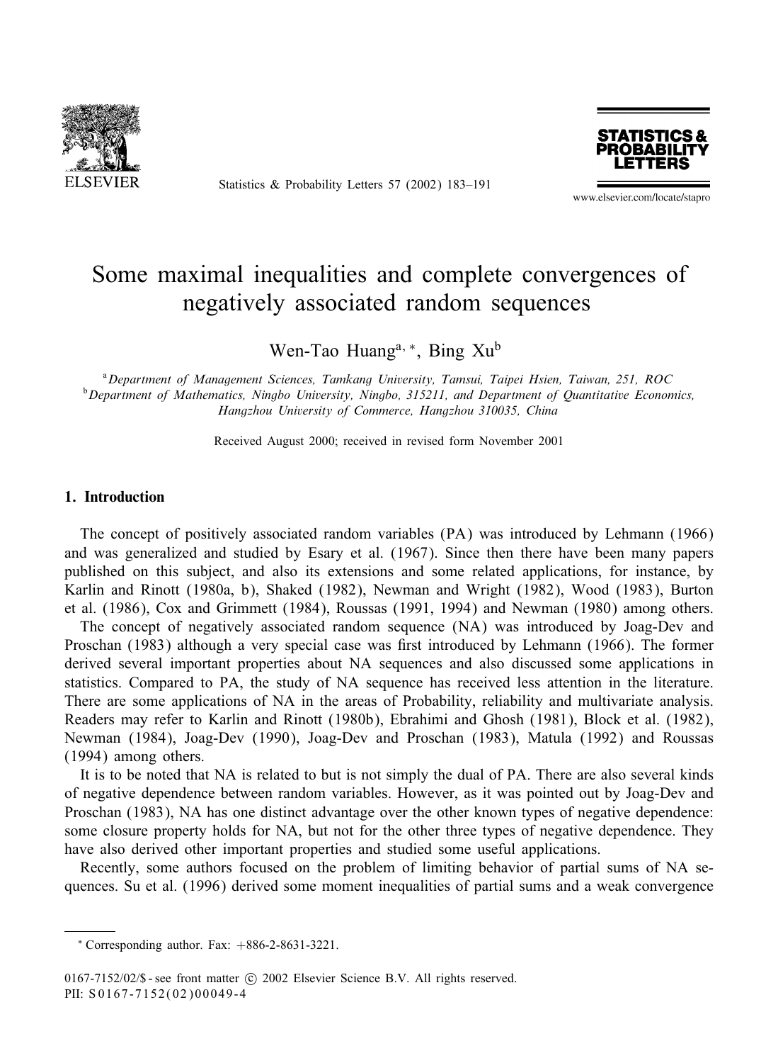# Some maximal inequalities and complete convergences of negatively associated random sequences

Wen-Tao Huang[a,*], Bing Xu[b]

[a] *Department of Management Sciences, Tamkang University, Tamsui, Taipei Hsien, Taiwan, 251, ROC*
[b] *Department of Mathematics, Ningbo University, Ningbo, 315211, and Department of Quantitative Economics, Hangzhou University of Commerce, Hangzhou 310035, China*

Received August 2000; received in revised form November 2001

## 1. Introduction

The concept of positively associated random variables (PA) was introduced by Lehmann (1966) and was generalized and studied by Esary et al. (1967). Since then there have been many papers published on this subject, and also its extensions and some related applications, for instance, by Karlin and Rinott (1980a, b), Shaked (1982), Newman and Wright (1982), Wood (1983), Burton et al. (1986), Cox and Grimmett (1984), Roussas (1991, 1994) and Newman (1980) among others.

The concept of negatively associated random sequence (NA) was introduced by Joag-Dev and Proschan (1983) although a very special case was first introduced by Lehmann (1966). The former derived several important properties about NA sequences and also discussed some applications in statistics. Compared to PA, the study of NA sequence has received less attention in the literature. There are some applications of NA in the areas of Probability, reliability and multivariate analysis. Readers may refer to Karlin and Rinott (1980b), Ebrahimi and Ghosh (1981), Block et al. (1982), Newman (1984), Joag-Dev (1990), Joag-Dev and Proschan (1983), Matula (1992) and Roussas (1994) among others.

It is to be noted that NA is related to but is not simply the dual of PA. There are also several kinds of negative dependence between random variables. However, as it was pointed out by Joag-Dev and Proschan (1983), NA has one distinct advantage over the other known types of negative dependence: some closure property holds for NA, but not for the other three types of negative dependence. They have also derived other important properties and studied some useful applications.

Recently, some authors focused on the problem of limiting behavior of partial sums of NA sequences. Su et al. (1996) derived some moment inequalities of partial sums and a weak convergence

---

* Corresponding author. Fax: +886-2-8631-3221.

0167-7152/02/$ - see front matter © 2002 Elsevier Science B.V. All rights reserved.
PII: S0167-7152(02)00049-4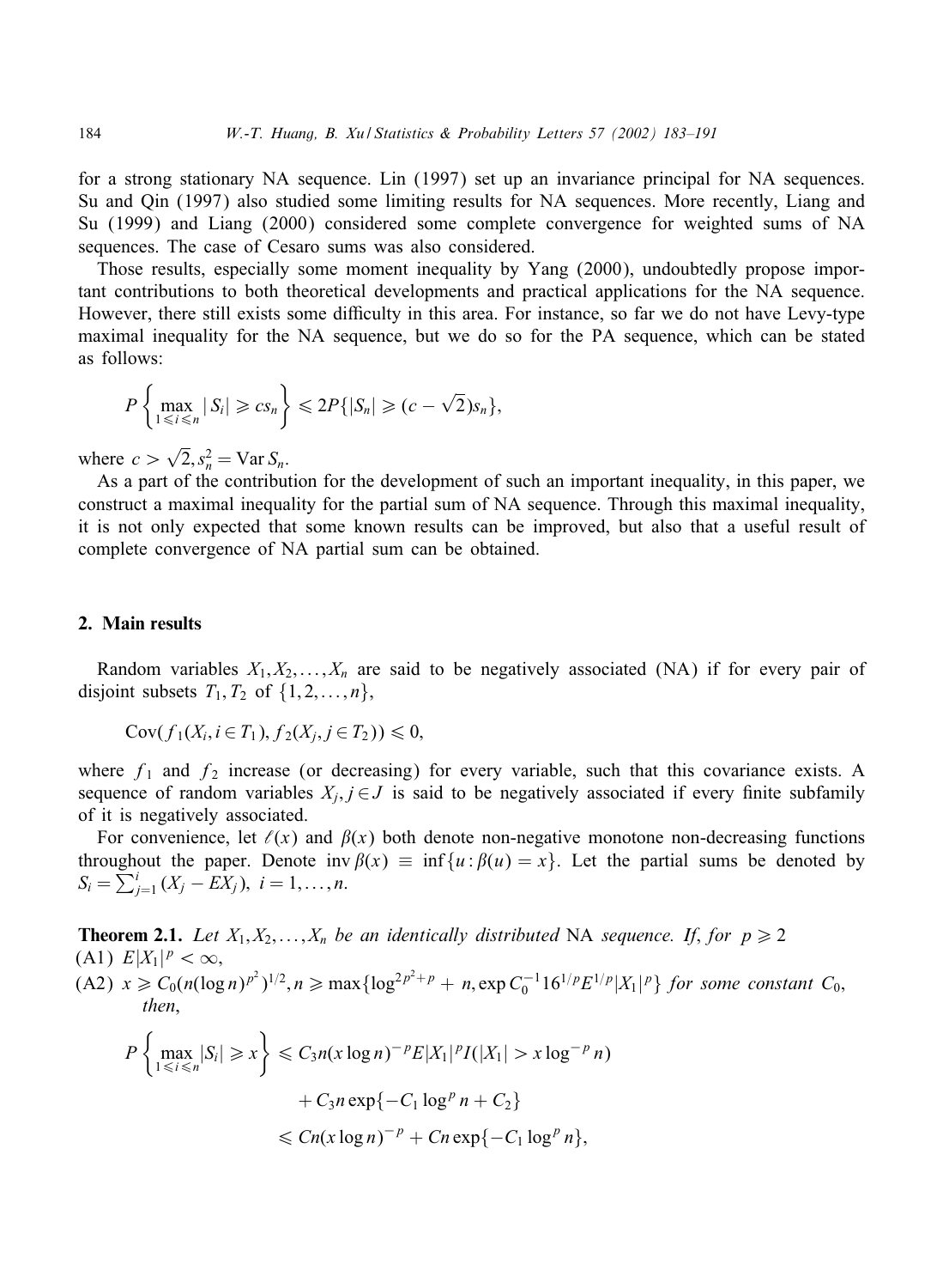for a strong stationary NA sequence. Lin (1997) set up an invariance principal for NA sequences. Su and Qin (1997) also studied some limiting results for NA sequences. More recently, Liang and Su (1999) and Liang (2000) considered some complete convergence for weighted sums of NA sequences. The case of Cesaro sums was also considered.

Those results, especially some moment inequality by Yang (2000), undoubtedly propose important contributions to both theoretical developments and practical applications for the NA sequence. However, there still exists some difficulty in this area. For instance, so far we do not have Levy-type maximal inequality for the NA sequence, but we do so for the PA sequence, which can be stated as follows:

$$P\left\{\max_{1\leqslant i\leqslant n}|S_i|\geqslant cs_n\right\}\leqslant 2P\{|S_n|\geqslant(c-\sqrt{2})s_n\},$$

where $c>\sqrt{2}, s_n^2=\operatorname{Var} S_n$.

As a part of the contribution for the development of such an important inequality, in this paper, we construct a maximal inequality for the partial sum of NA sequence. Through this maximal inequality, it is not only expected that some known results can be improved, but also that a useful result of complete convergence of NA partial sum can be obtained.

## 2. Main results

Random variables $X_1, X_2, \ldots, X_n$ are said to be negatively associated (NA) if for every pair of disjoint subsets $T_1, T_2$ of $\{1, 2, \ldots, n\}$,

$$\operatorname{Cov}(f_1(X_i, i\in T_1), f_2(X_j, j\in T_2))\leqslant 0,$$

where $f_1$ and $f_2$ increase (or decreasing) for every variable, such that this covariance exists. A sequence of random variables $X_j, j\in J$ is said to be negatively associated if every finite subfamily of it is negatively associated.

For convenience, let $\ell(x)$ and $\beta(x)$ both denote non-negative monotone non-decreasing functions throughout the paper. Denote $\operatorname{inv}\beta(x)\equiv\inf\{u:\beta(u)=x\}$. Let the partial sums be denoted by $S_i=\sum_{j=1}^{i}(X_j-EX_j),\ i=1,\ldots,n$.

**Theorem 2.1.** *Let $X_1, X_2, \ldots, X_n$ be an identically distributed* NA *sequence. If, for $p\geqslant 2$*

(A1) $E|X_1|^p<\infty$,

(A2) $x\geqslant C_0(n(\log n)^{p^2})^{1/2}, n\geqslant\max\{\log^{2p^2+p}+n, \exp C_0^{-1}16^{1/p}E^{1/p}|X_1|^p\}$ *for some constant $C_0$, then*,

$$\begin{aligned}P\left\{\max_{1\leqslant i\leqslant n}|S_i|\geqslant x\right\}&\leqslant C_3n(x\log n)^{-p}E|X_1|^pI(|X_1|>x\log^{-p}n)\\&\quad+C_3n\exp\{-C_1\log^p n+C_2\}\\&\leqslant Cn(x\log n)^{-p}+Cn\exp\{-C_1\log^p n\},\end{aligned}$$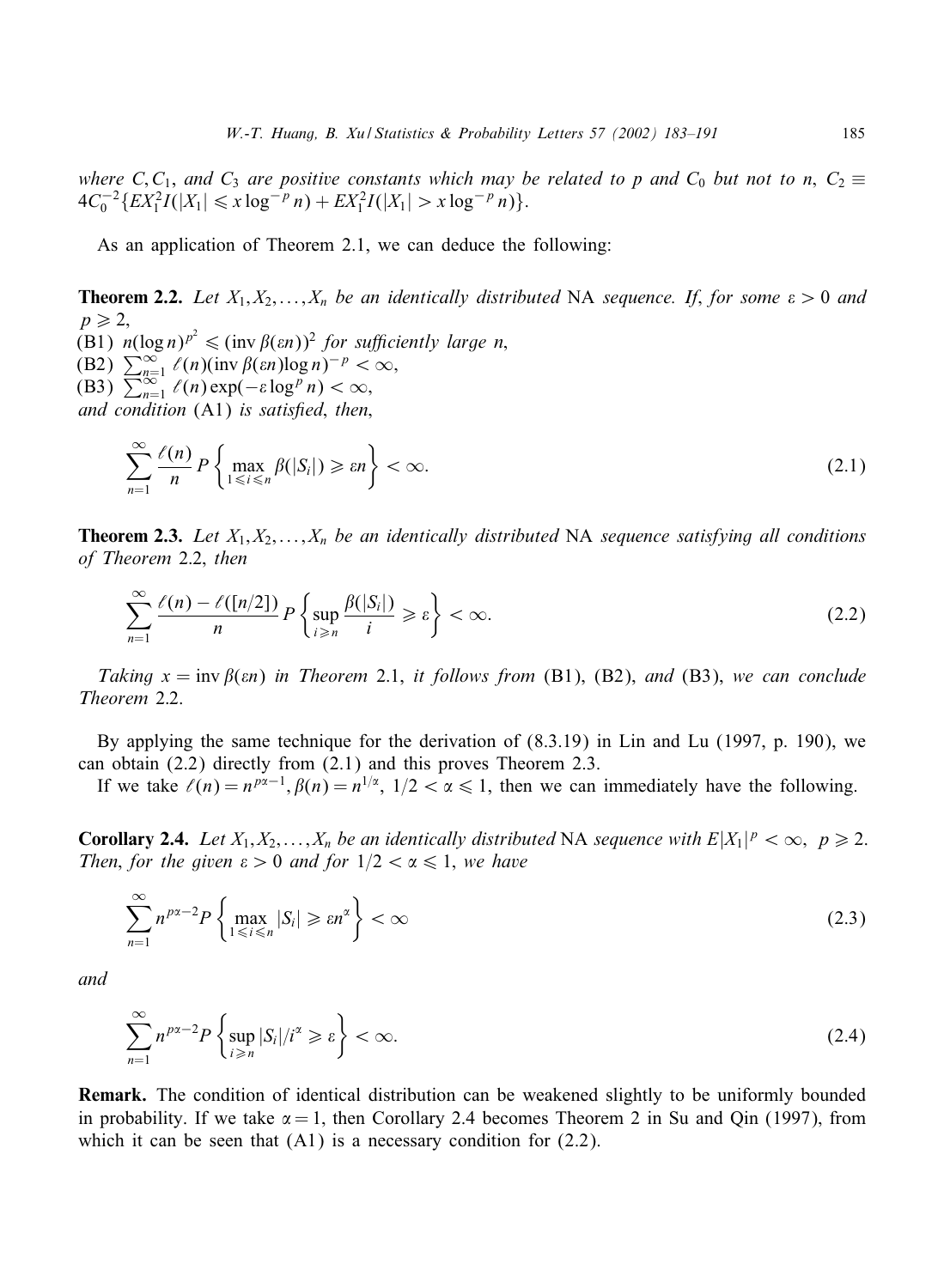*where $C, C_1$, and $C_3$ are positive constants which may be related to $p$ and $C_0$ but not to $n$, $C_2 \equiv 4C_0^{-2}\{EX_1^2 I(|X_1| \leqslant x\log^{-p} n) + EX_1^2 I(|X_1| > x\log^{-p} n)\}$.*

As an application of Theorem 2.1, we can deduce the following:

**Theorem 2.2.** *Let $X_1, X_2, \ldots, X_n$ be an identically distributed* NA *sequence. If, for some $\varepsilon > 0$ and $p \geqslant 2$,*

(B1) $n(\log n)^{p^2} \leqslant (\operatorname{inv}\beta(\varepsilon n))^2$ *for sufficiently large $n$*,

(B2) $\sum_{n=1}^{\infty} \ell(n)(\operatorname{inv}\beta(\varepsilon n)\log n)^{-p} < \infty$,

(B3) $\sum_{n=1}^{\infty} \ell(n)\exp(-\varepsilon\log^p n) < \infty$,

*and condition* (A1) *is satisfied, then*,

$$\sum_{n=1}^{\infty} \frac{\ell(n)}{n} P\left\{\max_{1\leqslant i\leqslant n} \beta(|S_i|) \geqslant \varepsilon n\right\} < \infty. \tag{2.1}$$

**Theorem 2.3.** *Let $X_1, X_2, \ldots, X_n$ be an identically distributed* NA *sequence satisfying all conditions of Theorem* 2.2, *then*

$$\sum_{n=1}^{\infty} \frac{\ell(n) - \ell([n/2])}{n} P\left\{\sup_{i\geqslant n} \frac{\beta(|S_i|)}{i} \geqslant \varepsilon\right\} < \infty. \tag{2.2}$$

*Taking $x = \operatorname{inv}\beta(\varepsilon n)$ in Theorem* 2.1, *it follows from* (B1), (B2), *and* (B3), *we can conclude Theorem* 2.2.

By applying the same technique for the derivation of (8.3.19) in Lin and Lu (1997, p. 190), we can obtain (2.2) directly from (2.1) and this proves Theorem 2.3.

If we take $\ell(n) = n^{p\alpha-1}, \beta(n) = n^{1/\alpha}$, $1/2 < \alpha \leqslant 1$, then we can immediately have the following.

**Corollary 2.4.** *Let $X_1, X_2, \ldots, X_n$ be an identically distributed* NA *sequence with $E|X_1|^p < \infty$, $p \geqslant 2$. Then, for the given $\varepsilon > 0$ and for $1/2 < \alpha \leqslant 1$, we have*

$$\sum_{n=1}^{\infty} n^{p\alpha-2} P\left\{\max_{1\leqslant i\leqslant n} |S_i| \geqslant \varepsilon n^{\alpha}\right\} < \infty \tag{2.3}$$

*and*

$$\sum_{n=1}^{\infty} n^{p\alpha-2} P\left\{\sup_{i\geqslant n} |S_i|/i^{\alpha} \geqslant \varepsilon\right\} < \infty. \tag{2.4}$$

**Remark.** The condition of identical distribution can be weakened slightly to be uniformly bounded in probability. If we take $\alpha = 1$, then Corollary 2.4 becomes Theorem 2 in Su and Qin (1997), from which it can be seen that (A1) is a necessary condition for (2.2).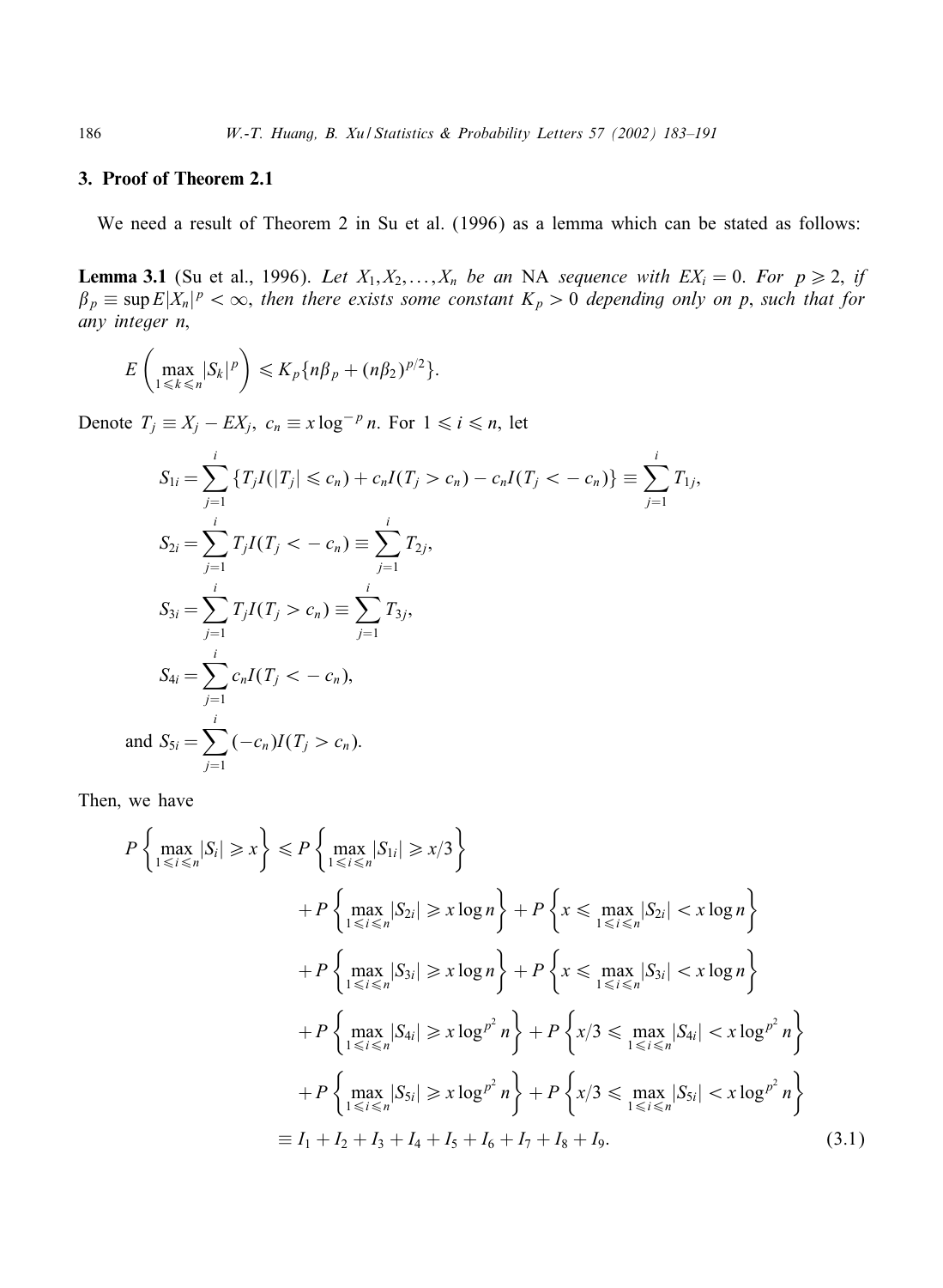## 3. Proof of Theorem 2.1

We need a result of Theorem 2 in Su et al. (1996) as a lemma which can be stated as follows:

**Lemma 3.1** (Su et al., 1996). *Let $X_1, X_2, \ldots, X_n$ be an* NA *sequence with $EX_i = 0$. For $p \geqslant 2$, if $\beta_p \equiv \sup E|X_n|^p < \infty$, then there exists some constant $K_p > 0$ depending only on p, such that for any integer n,*

$$E\left(\max_{1 \leqslant k \leqslant n} |S_k|^p\right) \leqslant K_p\{n\beta_p + (n\beta_2)^{p/2}\}.$$

Denote $T_j \equiv X_j - EX_j$, $c_n \equiv x \log^{-p} n$. For $1 \leqslant i \leqslant n$, let

$$S_{1i} = \sum_{j=1}^{i} \{T_j I(|T_j| \leqslant c_n) + c_n I(T_j > c_n) - c_n I(T_j < -c_n)\} \equiv \sum_{j=1}^{i} T_{1j},$$

$$S_{2i} = \sum_{j=1}^{i} T_j I(T_j < -c_n) \equiv \sum_{j=1}^{i} T_{2j},$$

$$S_{3i} = \sum_{j=1}^{i} T_j I(T_j > c_n) \equiv \sum_{j=1}^{i} T_{3j},$$

$$S_{4i} = \sum_{j=1}^{i} c_n I(T_j < -c_n),$$

and $$S_{5i} = \sum_{j=1}^{i} (-c_n) I(T_j > c_n).$$

Then, we have

$$\begin{aligned}
P\left\{\max_{1 \leqslant i \leqslant n} |S_i| \geqslant x\right\} \leqslant\; & P\left\{\max_{1 \leqslant i \leqslant n} |S_{1i}| \geqslant x/3\right\} \\
& + P\left\{\max_{1 \leqslant i \leqslant n} |S_{2i}| \geqslant x \log n\right\} + P\left\{x \leqslant \max_{1 \leqslant i \leqslant n} |S_{2i}| < x \log n\right\} \\
& + P\left\{\max_{1 \leqslant i \leqslant n} |S_{3i}| \geqslant x \log n\right\} + P\left\{x \leqslant \max_{1 \leqslant i \leqslant n} |S_{3i}| < x \log n\right\} \\
& + P\left\{\max_{1 \leqslant i \leqslant n} |S_{4i}| \geqslant x \log^{p^2} n\right\} + P\left\{x/3 \leqslant \max_{1 \leqslant i \leqslant n} |S_{4i}| < x \log^{p^2} n\right\} \\
& + P\left\{\max_{1 \leqslant i \leqslant n} |S_{5i}| \geqslant x \log^{p^2} n\right\} + P\left\{x/3 \leqslant \max_{1 \leqslant i \leqslant n} |S_{5i}| < x \log^{p^2} n\right\} \\
\equiv\; & I_1 + I_2 + I_3 + I_4 + I_5 + I_6 + I_7 + I_8 + I_9. \qquad (3.1)
\end{aligned}$$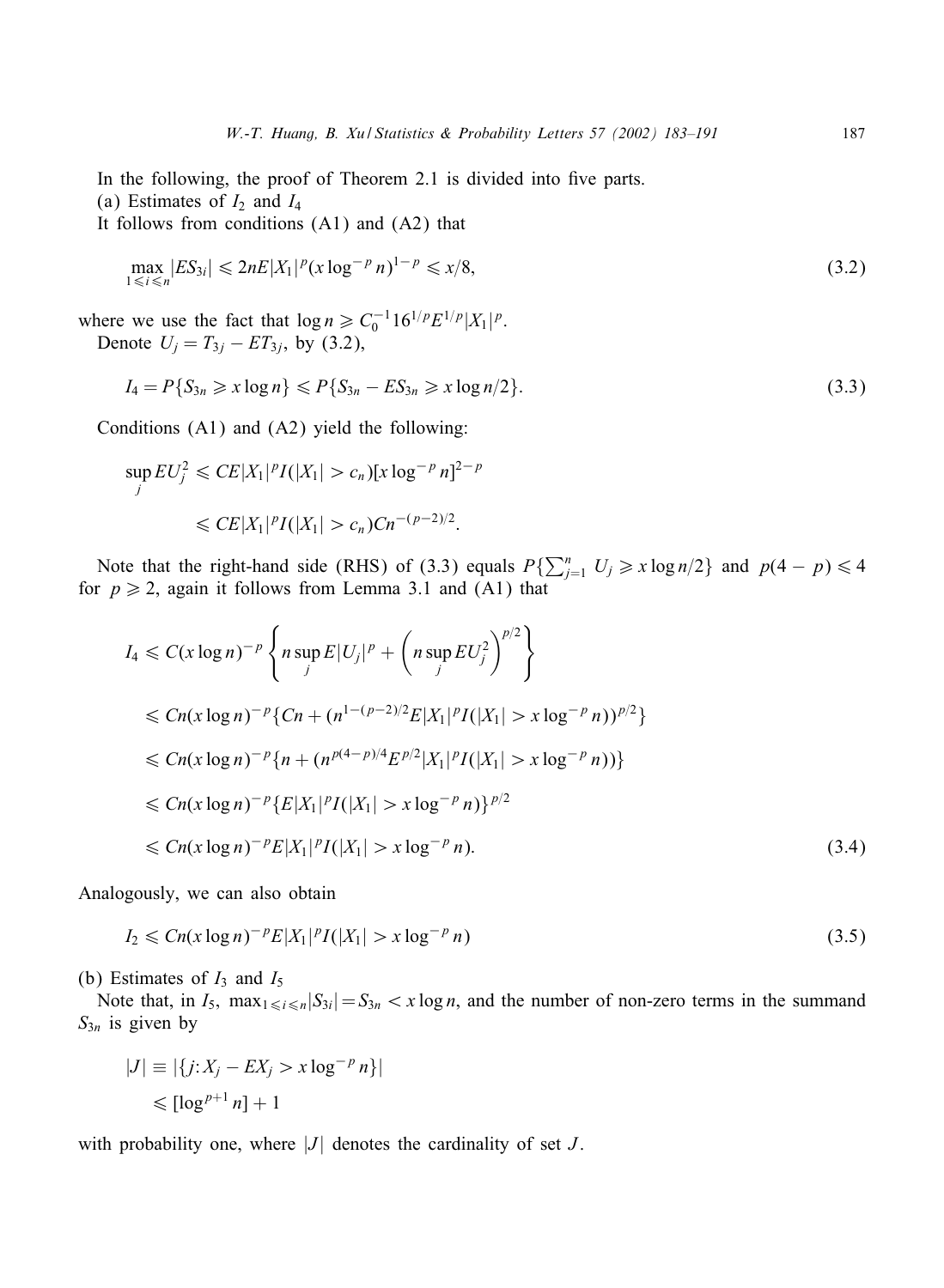In the following, the proof of Theorem 2.1 is divided into five parts.

(a) Estimates of $I_2$ and $I_4$

It follows from conditions (A1) and (A2) that

$$\max_{1\leqslant i\leqslant n}|ES_{3i}| \leqslant 2nE|X_1|^p(x\log^{-p}n)^{1-p} \leqslant x/8, \tag{3.2}$$

where we use the fact that $\log n \geqslant C_0^{-1}16^{1/p}E^{1/p}|X_1|^p$.

Denote $U_j = T_{3j} - ET_{3j}$, by (3.2),

$$I_4 = P\{S_{3n} \geqslant x\log n\} \leqslant P\{S_{3n} - ES_{3n} \geqslant x\log n/2\}. \tag{3.3}$$

Conditions (A1) and (A2) yield the following:

$$\begin{aligned}\sup_j EU_j^2 &\leqslant CE|X_1|^pI(|X_1| > c_n)[x\log^{-p}n]^{2-p}\\ &\leqslant CE|X_1|^pI(|X_1| > c_n)Cn^{-(p-2)/2}.\end{aligned}$$

Note that the right-hand side (RHS) of (3.3) equals $P\{\sum_{j=1}^n U_j \geqslant x\log n/2\}$ and $p(4-p) \leqslant 4$ for $p \geqslant 2$, again it follows from Lemma 3.1 and (A1) that

$$\begin{aligned}I_4 &\leqslant C(x\log n)^{-p}\left\{n\sup_j E|U_j|^p + \left(n\sup_j EU_j^2\right)^{p/2}\right\}\\
&\leqslant Cn(x\log n)^{-p}\{Cn + (n^{1-(p-2)/2}E|X_1|^pI(|X_1| > x\log^{-p}n))^{p/2}\}\\
&\leqslant Cn(x\log n)^{-p}\{n + (n^{p(4-p)/4}E^{p/2}|X_1|^pI(|X_1| > x\log^{-p}n))\}\\
&\leqslant Cn(x\log n)^{-p}\{E|X_1|^pI(|X_1| > x\log^{-p}n)\}^{p/2}\\
&\leqslant Cn(x\log n)^{-p}E|X_1|^pI(|X_1| > x\log^{-p}n).\end{aligned} \tag{3.4}$$

Analogously, we can also obtain

$$I_2 \leqslant Cn(x\log n)^{-p}E|X_1|^pI(|X_1| > x\log^{-p}n) \tag{3.5}$$

(b) Estimates of $I_3$ and $I_5$

Note that, in $I_5$, $\max_{1\leqslant i\leqslant n}|S_{3i}| = S_{3n} < x\log n$, and the number of non-zero terms in the summand $S_{3n}$ is given by

$$\begin{aligned}|J| &\equiv |\{j\colon X_j - EX_j > x\log^{-p}n\}|\\ &\leqslant [\log^{p+1}n] + 1\end{aligned}$$

with probability one, where $|J|$ denotes the cardinality of set $J$.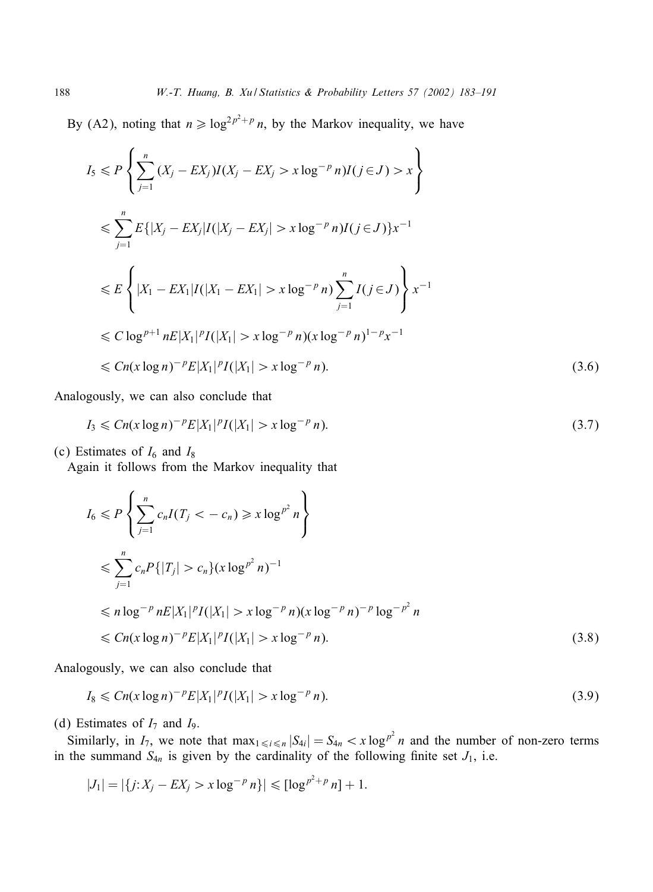By (A2), noting that $n \geqslant \log^{2p^2+p} n$, by the Markov inequality, we have

$$
\begin{aligned}
I_5 &\leqslant P\left\{\sum_{j=1}^{n}(X_j - EX_j)I(X_j - EX_j > x\log^{-p} n)I(j \in J) > x\right\} \\
&\leqslant \sum_{j=1}^{n} E\{|X_j - EX_j| I(|X_j - EX_j| > x\log^{-p} n)I(j \in J)\}x^{-1} \\
&\leqslant E\left\{|X_1 - EX_1| I(|X_1 - EX_1| > x\log^{-p} n)\sum_{j=1}^{n} I(j \in J)\right\}x^{-1} \\
&\leqslant C\log^{p+1} nE|X_1|^p I(|X_1| > x\log^{-p} n)(x\log^{-p} n)^{1-p}x^{-1} \\
&\leqslant Cn(x\log n)^{-p}E|X_1|^p I(|X_1| > x\log^{-p} n). \qquad (3.6)
\end{aligned}
$$

Analogously, we can also conclude that

$$
I_3 \leqslant Cn(x\log n)^{-p}E|X_1|^p I(|X_1| > x\log^{-p} n). \qquad (3.7)
$$

(c) Estimates of $I_6$ and $I_8$

Again it follows from the Markov inequality that

$$
\begin{aligned}
I_6 &\leqslant P\left\{\sum_{j=1}^{n} c_n I(T_j < -c_n) \geqslant x\log^{p^2} n\right\} \\
&\leqslant \sum_{j=1}^{n} c_n P\{|T_j| > c_n\}(x\log^{p^2} n)^{-1} \\
&\leqslant n\log^{-p} nE|X_1|^p I(|X_1| > x\log^{-p} n)(x\log^{-p} n)^{-p}\log^{-p^2} n \\
&\leqslant Cn(x\log n)^{-p}E|X_1|^p I(|X_1| > x\log^{-p} n). \qquad (3.8)
\end{aligned}
$$

Analogously, we can also conclude that

$$
I_8 \leqslant Cn(x\log n)^{-p}E|X_1|^p I(|X_1| > x\log^{-p} n). \qquad (3.9)
$$

(d) Estimates of $I_7$ and $I_9$.

Similarly, in $I_7$, we note that $\max_{1 \leqslant i \leqslant n}|S_{4i}| = S_{4n} < x\log^{p^2} n$ and the number of non-zero terms in the summand $S_{4n}$ is given by the cardinality of the following finite set $J_1$, i.e.

$$
|J_1| = |\{j : X_j - EX_j > x\log^{-p} n\}| \leqslant [\log^{p^2+p} n] + 1.
$$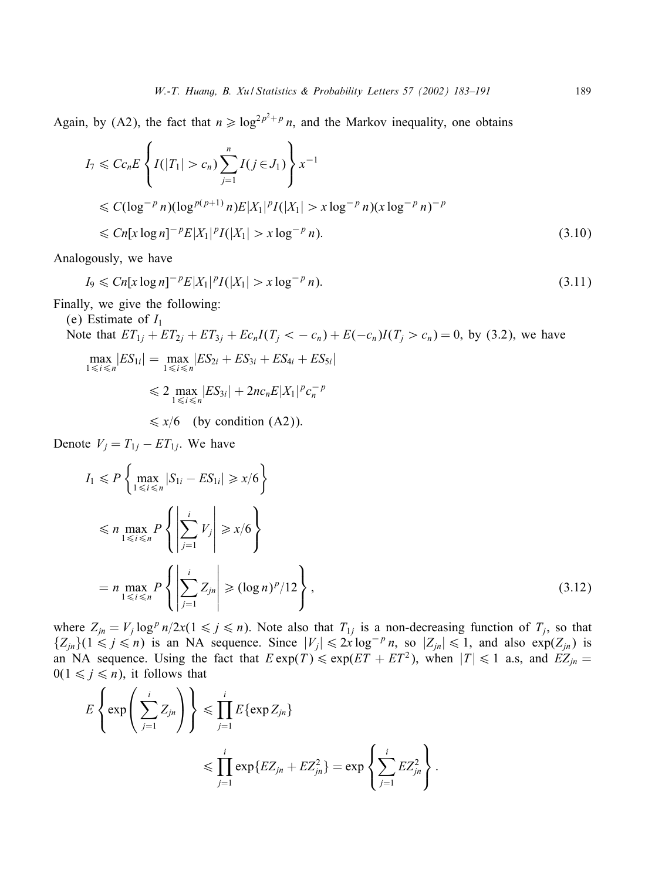Again, by (A2), the fact that $n \geqslant \log^{2p^2+p} n$, and the Markov inequality, one obtains

$$
\begin{aligned}
I_7 &\leqslant C c_n E\left\{ I(|T_1| > c_n) \sum_{j=1}^{n} I(j \in J_1) \right\} x^{-1} \\
&\leqslant C(\log^{-p} n)(\log^{p(p+1)} n) E|X_1|^p I(|X_1| > x \log^{-p} n)(x \log^{-p} n)^{-p} \\
&\leqslant Cn[x \log n]^{-p} E|X_1|^p I(|X_1| > x \log^{-p} n). \qquad (3.10)
\end{aligned}
$$

Analogously, we have

$$
I_9 \leqslant Cn[x \log n]^{-p} E|X_1|^p I(|X_1| > x \log^{-p} n). \qquad (3.11)
$$

Finally, we give the following:

(e) Estimate of $I_1$

Note that $ET_{1j} + ET_{2j} + ET_{3j} + Ec_n I(T_j < -c_n) + E(-c_n)I(T_j > c_n) = 0$, by (3.2), we have

$$
\begin{aligned}
\max_{1 \leqslant i \leqslant n} |ES_{1i}| &= \max_{1 \leqslant i \leqslant n} |ES_{2i} + ES_{3i} + ES_{4i} + ES_{5i}| \\
&\leqslant 2 \max_{1 \leqslant i \leqslant n} |ES_{3i}| + 2nc_n E|X_1|^p c_n^{-p} \\
&\leqslant x/6 \quad \text{(by condition (A2))}.
\end{aligned}
$$

Denote $V_j = T_{1j} - ET_{1j}$. We have

$$
\begin{aligned}
I_1 &\leqslant P\left\{ \max_{1 \leqslant i \leqslant n} |S_{1i} - ES_{1i}| \geqslant x/6 \right\} \\
&\leqslant n \max_{1 \leqslant i \leqslant n} P\left\{ \left| \sum_{j=1}^{i} V_j \right| \geqslant x/6 \right\} \\
&= n \max_{1 \leqslant i \leqslant n} P\left\{ \left| \sum_{j=1}^{i} Z_{jn} \right| \geqslant (\log n)^p/12 \right\}, \qquad (3.12)
\end{aligned}
$$

where $Z_{jn} = V_j \log^p n / 2x (1 \leqslant j \leqslant n)$. Note also that $T_{1j}$ is a non-decreasing function of $T_j$, so that $\{Z_{jn}\}(1 \leqslant j \leqslant n)$ is an NA sequence. Since $|V_j| \leqslant 2x \log^{-p} n$, so $|Z_{jn}| \leqslant 1$, and also $\exp(Z_{jn})$ is an NA sequence. Using the fact that $E\exp(T) \leqslant \exp(ET + ET^2)$, when $|T| \leqslant 1$ a.s, and $EZ_{jn} = 0 (1 \leqslant j \leqslant n)$, it follows that

$$
\begin{aligned}
E\left\{ \exp\left( \sum_{j=1}^{i} Z_{jn} \right) \right\} &\leqslant \prod_{j=1}^{i} E\{\exp Z_{jn}\} \\
&\leqslant \prod_{j=1}^{i} \exp\{EZ_{jn} + EZ_{jn}^2\} = \exp\left\{ \sum_{j=1}^{i} EZ_{jn}^2 \right\}.
\end{aligned}
$$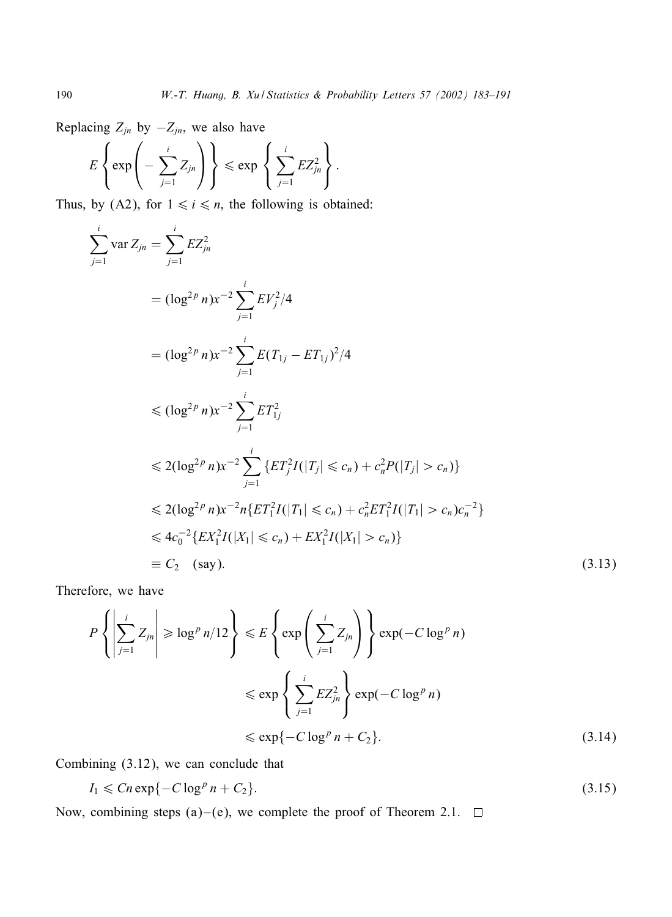Replacing $Z_{jn}$ by $-Z_{jn}$, we also have

$$E\left\{\exp\left(-\sum_{j=1}^{i} Z_{jn}\right)\right\} \leqslant \exp\left\{\sum_{j=1}^{i} EZ_{jn}^2\right\}.$$

Thus, by (A2), for $1 \leqslant i \leqslant n$, the following is obtained:

$$\begin{aligned}
\sum_{j=1}^{i} \operatorname{var} Z_{jn} &= \sum_{j=1}^{i} EZ_{jn}^2 \\
&= (\log^{2p} n)x^{-2} \sum_{j=1}^{i} EV_j^2/4 \\
&= (\log^{2p} n)x^{-2} \sum_{j=1}^{i} E(T_{1j} - ET_{1j})^2/4 \\
&\leqslant (\log^{2p} n)x^{-2} \sum_{j=1}^{i} ET_{1j}^2 \\
&\leqslant 2(\log^{2p} n)x^{-2} \sum_{j=1}^{i} \{ET_j^2 I(|T_j| \leqslant c_n) + c_n^2 P(|T_j| > c_n)\} \\
&\leqslant 2(\log^{2p} n)x^{-2} n\{ET_1^2 I(|T_1| \leqslant c_n) + c_n^2 ET_1^2 I(|T_1| > c_n)c_n^{-2}\} \\
&\leqslant 4c_0^{-2}\{EX_1^2 I(|X_1| \leqslant c_n) + EX_1^2 I(|X_1| > c_n)\} \\
&\equiv C_2 \quad \text{(say)}.
\end{aligned} \tag{3.13}$$

Therefore, we have

$$\begin{aligned}
P\left\{\left|\sum_{j=1}^{i} Z_{jn}\right| \geqslant \log^p n/12\right\} &\leqslant E\left\{\exp\left(\sum_{j=1}^{i} Z_{jn}\right)\right\} \exp(-C\log^p n) \\
&\leqslant \exp\left\{\sum_{j=1}^{i} EZ_{jn}^2\right\} \exp(-C\log^p n) \\
&\leqslant \exp\{-C\log^p n + C_2\}.
\end{aligned} \tag{3.14}$$

Combining (3.12), we can conclude that

$$I_1 \leqslant Cn\exp\{-C\log^p n + C_2\}. \tag{3.15}$$

Now, combining steps (a)–(e), we complete the proof of Theorem 2.1. □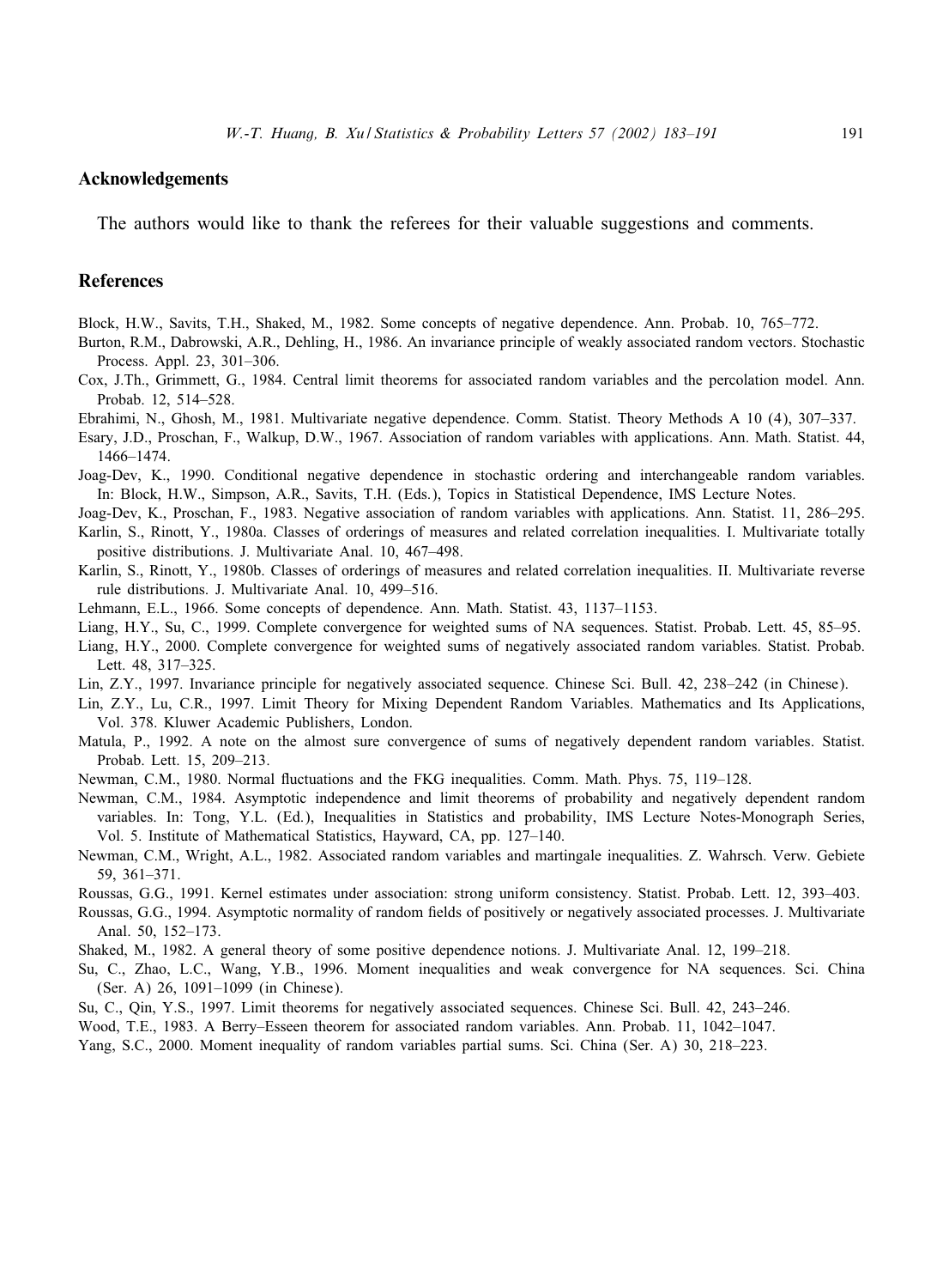## Acknowledgements

The authors would like to thank the referees for their valuable suggestions and comments.

## References

Block, H.W., Savits, T.H., Shaked, M., 1982. Some concepts of negative dependence. Ann. Probab. 10, 765–772.

Burton, R.M., Dabrowski, A.R., Dehling, H., 1986. An invariance principle of weakly associated random vectors. Stochastic Process. Appl. 23, 301–306.

Cox, J.Th., Grimmett, G., 1984. Central limit theorems for associated random variables and the percolation model. Ann. Probab. 12, 514–528.

Ebrahimi, N., Ghosh, M., 1981. Multivariate negative dependence. Comm. Statist. Theory Methods A 10 (4), 307–337.

Esary, J.D., Proschan, F., Walkup, D.W., 1967. Association of random variables with applications. Ann. Math. Statist. 44, 1466–1474.

Joag-Dev, K., 1990. Conditional negative dependence in stochastic ordering and interchangeable random variables. In: Block, H.W., Simpson, A.R., Savits, T.H. (Eds.), Topics in Statistical Dependence, IMS Lecture Notes.

Joag-Dev, K., Proschan, F., 1983. Negative association of random variables with applications. Ann. Statist. 11, 286–295.

Karlin, S., Rinott, Y., 1980a. Classes of orderings of measures and related correlation inequalities. I. Multivariate totally positive distributions. J. Multivariate Anal. 10, 467–498.

Karlin, S., Rinott, Y., 1980b. Classes of orderings of measures and related correlation inequalities. II. Multivariate reverse rule distributions. J. Multivariate Anal. 10, 499–516.

Lehmann, E.L., 1966. Some concepts of dependence. Ann. Math. Statist. 43, 1137–1153.

Liang, H.Y., Su, C., 1999. Complete convergence for weighted sums of NA sequences. Statist. Probab. Lett. 45, 85–95.

Liang, H.Y., 2000. Complete convergence for weighted sums of negatively associated random variables. Statist. Probab. Lett. 48, 317–325.

Lin, Z.Y., 1997. Invariance principle for negatively associated sequence. Chinese Sci. Bull. 42, 238–242 (in Chinese).

Lin, Z.Y., Lu, C.R., 1997. Limit Theory for Mixing Dependent Random Variables. Mathematics and Its Applications, Vol. 378. Kluwer Academic Publishers, London.

Matula, P., 1992. A note on the almost sure convergence of sums of negatively dependent random variables. Statist. Probab. Lett. 15, 209–213.

Newman, C.M., 1980. Normal fluctuations and the FKG inequalities. Comm. Math. Phys. 75, 119–128.

Newman, C.M., 1984. Asymptotic independence and limit theorems of probability and negatively dependent random variables. In: Tong, Y.L. (Ed.), Inequalities in Statistics and probability, IMS Lecture Notes-Monograph Series, Vol. 5. Institute of Mathematical Statistics, Hayward, CA, pp. 127–140.

Newman, C.M., Wright, A.L., 1982. Associated random variables and martingale inequalities. Z. Wahrsch. Verw. Gebiete 59, 361–371.

Roussas, G.G., 1991. Kernel estimates under association: strong uniform consistency. Statist. Probab. Lett. 12, 393–403.

Roussas, G.G., 1994. Asymptotic normality of random fields of positively or negatively associated processes. J. Multivariate Anal. 50, 152–173.

Shaked, M., 1982. A general theory of some positive dependence notions. J. Multivariate Anal. 12, 199–218.

Su, C., Zhao, L.C., Wang, Y.B., 1996. Moment inequalities and weak convergence for NA sequences. Sci. China (Ser. A) 26, 1091–1099 (in Chinese).

Su, C., Qin, Y.S., 1997. Limit theorems for negatively associated sequences. Chinese Sci. Bull. 42, 243–246.

Wood, T.E., 1983. A Berry–Esseen theorem for associated random variables. Ann. Probab. 11, 1042–1047.

Yang, S.C., 2000. Moment inequality of random variables partial sums. Sci. China (Ser. A) 30, 218–223.